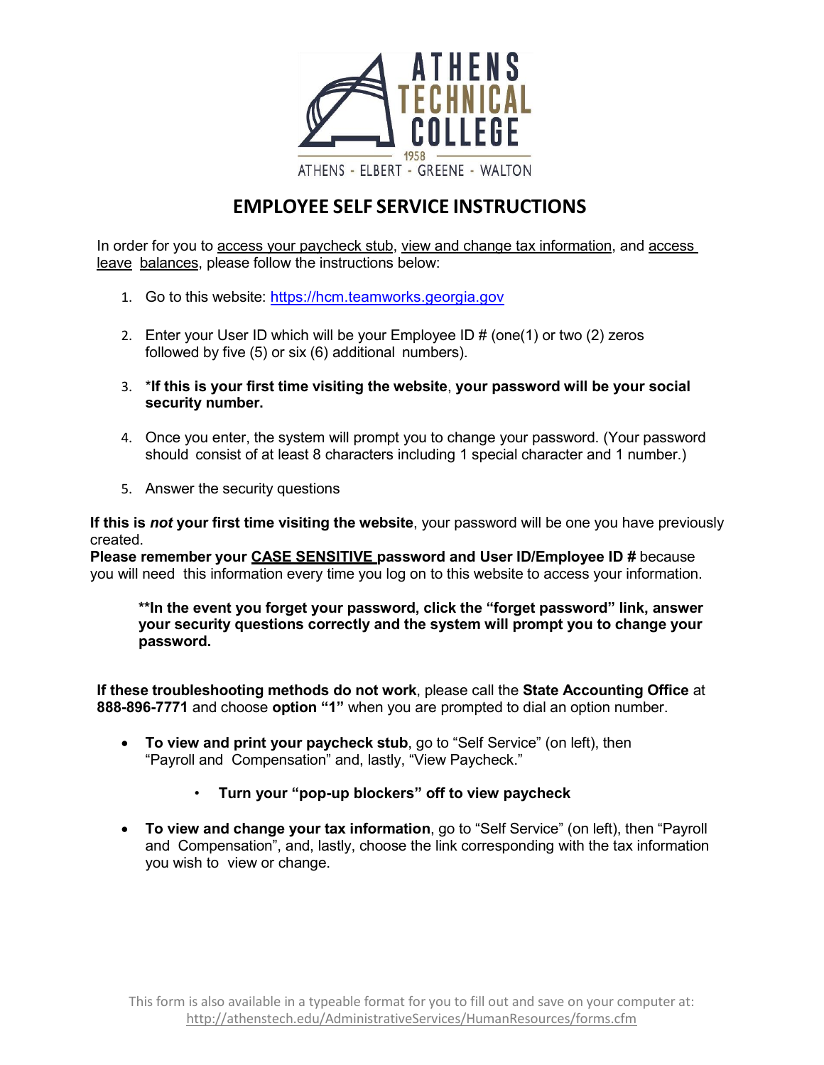ATHENS TECHNICAL COLLEGE

1958

ATHENS - ELBERT - GREENE - WALTON

## EMPLOYEE SELF SERVICE INSTRUCTIONS

In order for you to access your paycheck stub, view and change tax information, and access leave balances, please follow the instructions below:

1. Go to this website: https://hcm.teamworks.georgia.gov
2. Enter your User ID which will be your Employee ID # (one(1) or two (2) zeros followed by five (5) or six (6) additional numbers).
3. ***If this is your first time visiting the website**, **your password will be your social security number.**
4. Once you enter, the system will prompt you to change your password. (Your password should consist of at least 8 characters including 1 special character and 1 number.)
5. Answer the security questions

**If this is *not* your first time visiting the website**, your password will be one you have previously created.
**Please remember your CASE SENSITIVE password and User ID/Employee ID #** because you will need this information every time you log on to this website to access your information.

> ****In the event you forget your password, click the "forget password" link, answer your security questions correctly and the system will prompt you to change your password.**

**If these troubleshooting methods do not work**, please call the **State Accounting Office** at **888-896-7771** and choose **option "1"** when you are prompted to dial an option number.

- **To view and print your paycheck stub**, go to "Self Service" (on left), then "Payroll and Compensation" and, lastly, "View Paycheck."
  - **Turn your "pop-up blockers" off to view paycheck**
- **To view and change your tax information**, go to "Self Service" (on left), then "Payroll and Compensation", and, lastly, choose the link corresponding with the tax information you wish to view or change.

This form is also available in a typeable format for you to fill out and save on your computer at: http://athenstech.edu/AdministrativeServices/HumanResources/forms.cfm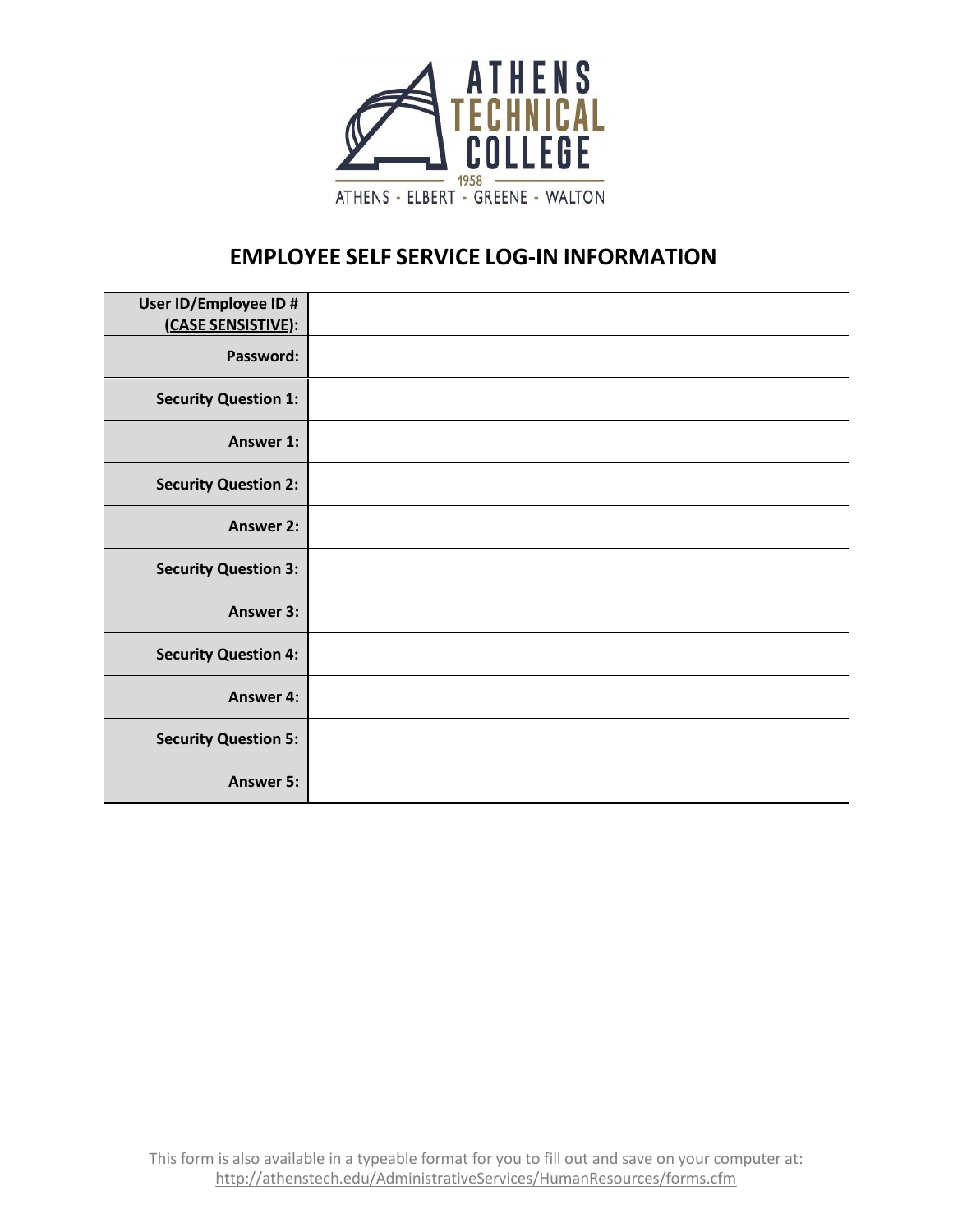ATHENS TECHNICAL COLLEGE

1958

ATHENS - ELBERT - GREENE - WALTON

# EMPLOYEE SELF SERVICE LOG-IN INFORMATION

| | |
|---|---|
| **User ID/Employee ID # (CASE SENSISTIVE):** | |
| **Password:** | |
| **Security Question 1:** | |
| **Answer 1:** | |
| **Security Question 2:** | |
| **Answer 2:** | |
| **Security Question 3:** | |
| **Answer 3:** | |
| **Security Question 4:** | |
| **Answer 4:** | |
| **Security Question 5:** | |
| **Answer 5:** | |

This form is also available in a typeable format for you to fill out and save on your computer at: http://athenstech.edu/AdministrativeServices/HumanResources/forms.cfm